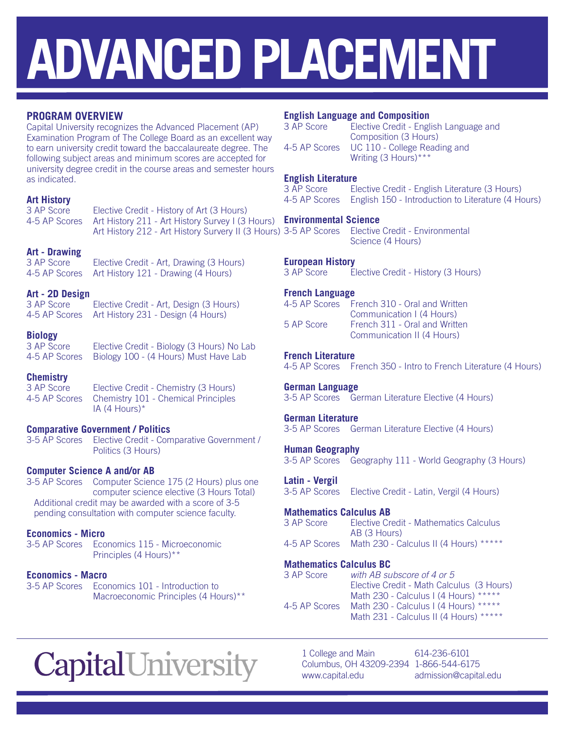# ADVANCED PLACEMENT

## PROGRAM OVERVIEW

Capital University recognizes the Advanced Placement (AP) Examination Program of The College Board as an excellent way to earn university credit toward the baccalaureate degree. The following subject areas and minimum scores are accepted for university degree credit in the course areas and semester hours as indicated.

### Art History

| | |
|---|---|
| 3 AP Score | Elective Credit - History of Art (3 Hours) |
| 4-5 AP Scores | Art History 211 - Art History Survey I (3 Hours)<br>Art History 212 - Art History Survery II (3 Hours) |

### Art - Drawing

| | |
|---|---|
| 3 AP Score | Elective Credit - Art, Drawing (3 Hours) |
| 4-5 AP Scores | Art History 121 - Drawing (4 Hours) |

### Art - 2D Design

| | |
|---|---|
| 3 AP Score | Elective Credit - Art, Design (3 Hours) |
| 4-5 AP Scores | Art History 231 - Design (4 Hours) |

### Biology

| | |
|---|---|
| 3 AP Score | Elective Credit - Biology (3 Hours) No Lab |
| 4-5 AP Scores | Biology 100 - (4 Hours) Must Have Lab |

### Chemistry

| | |
|---|---|
| 3 AP Score | Elective Credit - Chemistry (3 Hours) |
| 4-5 AP Scores | Chemistry 101 - Chemical Principles IA (4 Hours)* |

### Comparative Government / Politics

| | |
|---|---|
| 3-5 AP Scores | Elective Credit - Comparative Government / Politics (3 Hours) |

### Computer Science A and/or AB

| | |
|---|---|
| 3-5 AP Scores | Computer Science 175 (2 Hours) plus one computer science elective (3 Hours Total) |

Additional credit may be awarded with a score of 3-5 pending consultation with computer science faculty.

### Economics - Micro

| | |
|---|---|
| 3-5 AP Scores | Economics 115 - Microeconomic Principles (4 Hours)** |

### Economics - Macro

| | |
|---|---|
| 3-5 AP Scores | Economics 101 - Introduction to Macroeconomic Principles (4 Hours)** |

### English Language and Composition

| | |
|---|---|
| 3 AP Score | Elective Credit - English Language and Composition (3 Hours) |
| 4-5 AP Scores | UC 110 - College Reading and Writing (3 Hours)*** |

### English Literature

| | |
|---|---|
| 3 AP Score | Elective Credit - English Literature (3 Hours) |
| 4-5 AP Scores | English 150 - Introduction to Literature (4 Hours) |

### Environmental Science

| | |
|---|---|
| 3-5 AP Scores | Elective Credit - Environmental Science (4 Hours) |

### European History

| | |
|---|---|
| 3 AP Score | Elective Credit - History (3 Hours) |

### French Language

| | |
|---|---|
| 4-5 AP Scores | French 310 - Oral and Written Communication I (4 Hours) |
| 5 AP Score | French 311 - Oral and Written Communication II (4 Hours) |

### French Literature

| | |
|---|---|
| 4-5 AP Scores | French 350 - Intro to French Literature (4 Hours) |

### German Language

| | |
|---|---|
| 3-5 AP Scores | German Literature Elective (4 Hours) |

### German Literature

| | |
|---|---|
| 3-5 AP Scores | German Literature Elective (4 Hours) |

### Human Geography

| | |
|---|---|
| 3-5 AP Scores | Geography 111 - World Geography (3 Hours) |

### Latin - Vergil

| | |
|---|---|
| 3-5 AP Scores | Elective Credit - Latin, Vergil (4 Hours) |

### Mathematics Calculus AB

| | |
|---|---|
| 3 AP Score | Elective Credit - Mathematics Calculus AB (3 Hours) |
| 4-5 AP Scores | Math 230 - Calculus II (4 Hours) ***** |

### Mathematics Calculus BC

| | |
|---|---|
| 3 AP Score | *with AB subscore of 4 or 5*<br>Elective Credit - Math Calculus (3 Hours)<br>Math 230 - Calculus I (4 Hours) ***** |
| 4-5 AP Scores | Math 230 - Calculus I (4 Hours) *****<br>Math 231 - Calculus II (4 Hours) ***** |

Capital University

1 College and Main
Columbus, OH 43209-2394
www.capital.edu

614-236-6101
1-866-544-6175
admission@capital.edu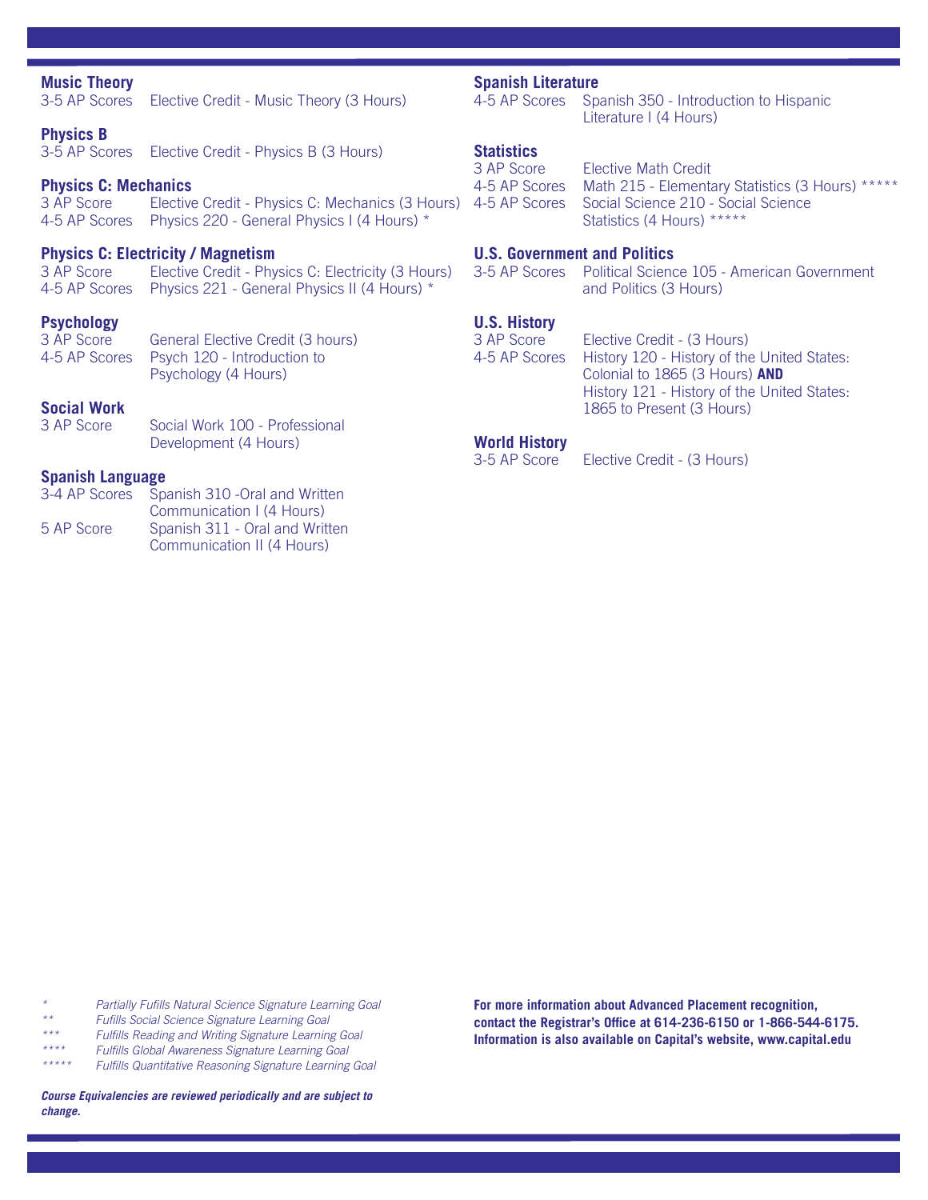**Music Theory**
3-5 AP Scores — Elective Credit - Music Theory (3 Hours)

**Physics B**
3-5 AP Scores — Elective Credit - Physics B (3 Hours)

**Physics C: Mechanics**
3 AP Score — Elective Credit - Physics C: Mechanics (3 Hours)
4-5 AP Scores — Physics 220 - General Physics I (4 Hours) *

**Physics C: Electricity / Magnetism**
3 AP Score — Elective Credit - Physics C: Electricity (3 Hours)
4-5 AP Scores — Physics 221 - General Physics II (4 Hours) *

**Psychology**
3 AP Score — General Elective Credit (3 hours)
4-5 AP Scores — Psych 120 - Introduction to Psychology (4 Hours)

**Social Work**
3 AP Score — Social Work 100 - Professional Development (4 Hours)

**Spanish Language**
3-4 AP Scores — Spanish 310 -Oral and Written Communication I (4 Hours)
5 AP Score — Spanish 311 - Oral and Written Communication II (4 Hours)

**Spanish Literature**
4-5 AP Scores — Spanish 350 - Introduction to Hispanic Literature I (4 Hours)

**Statistics**
3 AP Score — Elective Math Credit
4-5 AP Scores — Math 215 - Elementary Statistics (3 Hours) *****
4-5 AP Scores — Social Science 210 - Social Science Statistics (4 Hours) *****

**U.S. Government and Politics**
3-5 AP Scores — Political Science 105 - American Government and Politics (3 Hours)

**U.S. History**
3 AP Score — Elective Credit - (3 Hours)
4-5 AP Scores — History 120 - History of the United States: Colonial to 1865 (3 Hours) **AND** History 121 - History of the United States: 1865 to Present (3 Hours)

**World History**
3-5 AP Score — Elective Credit - (3 Hours)

*    *Partially Fufills Natural Science Signature Learning Goal*
**   *Fufills Social Science Signature Learning Goal*
***  *Fufills Reading and Writing Signature Learning Goal*
**** *Fufills Global Awareness Signature Learning Goal*
***** *Fufills Quantitative Reasoning Signature Learning Goal*

***Course Equivalencies are reviewed periodically and are subject to change.***

**For more information about Advanced Placement recognition, contact the Registrar's Office at 614-236-6150 or 1-866-544-6175. Information is also available on Capital's website, www.capital.edu**